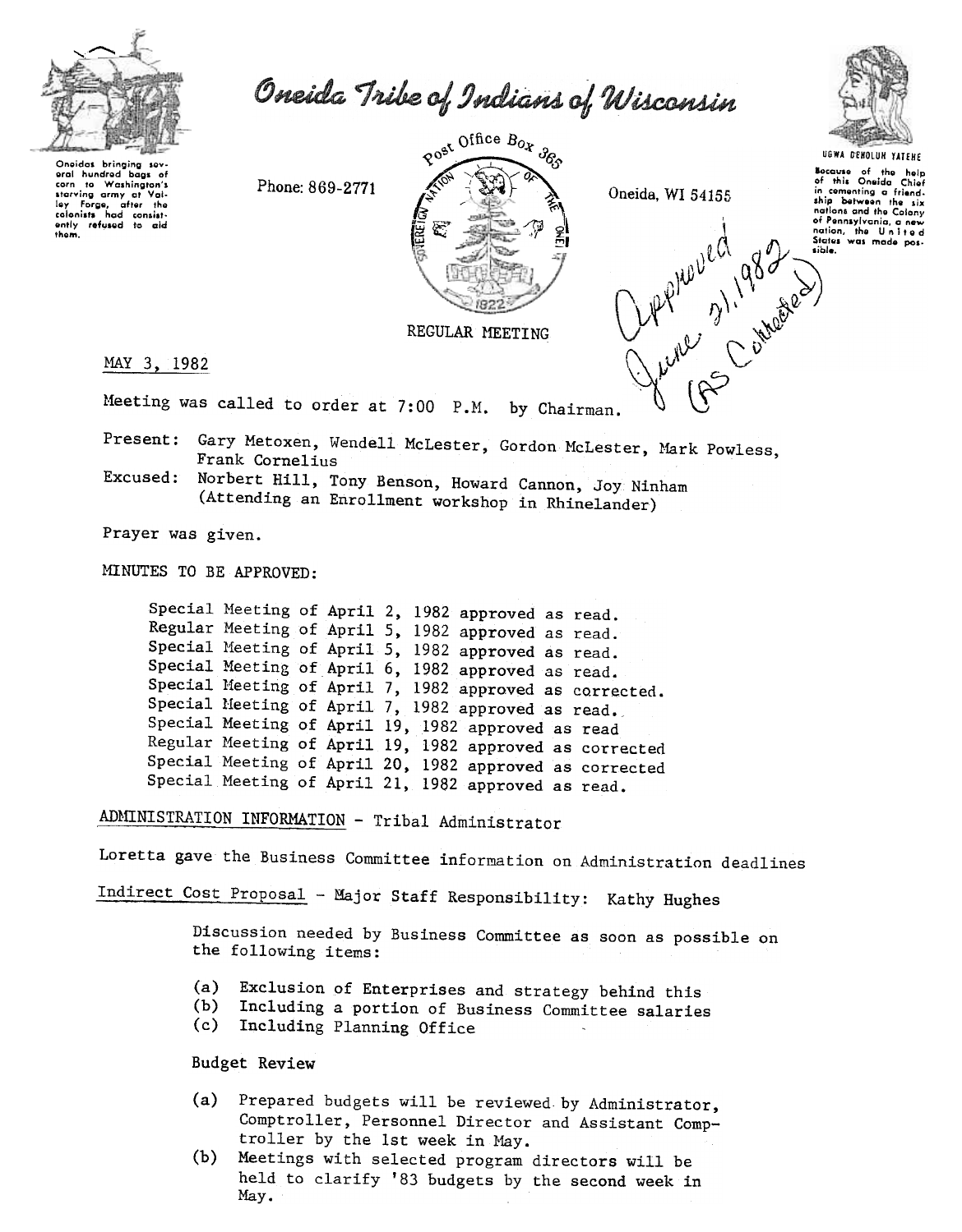# Oneida Tribe of Indians of Wisconsin

Oneidas bringing several hundred bags of corn to Washington's starving army at Valley Forge, after the colonists had consistently refused to aid them.

Phone: 869-2771

Post Office Box 365

Oneida, WI 54155

UGWA DEHOLUH YATEHE

Because of the help of this Oneida Chief in cementing a friendship between the six nations and the Colony of Pennsylvania, a new nation, the United States was made possible.

Approved June 21, 1982 (As Corrected)

REGULAR MEETING

MAY 3, 1982

Meeting was called to order at 7:00 P.M. by Chairman.

Present: Gary Metoxen, Wendell McLester, Gordon McLester, Mark Powless, Frank Cornelius

Excused: Norbert Hill, Tony Benson, Howard Cannon, Joy Ninham (Attending an Enrollment workshop in Rhinelander)

Prayer was given.

MINUTES TO BE APPROVED:

Special Meeting of April 2, 1982 approved as read.
Regular Meeting of April 5, 1982 approved as read.
Special Meeting of April 5, 1982 approved as read.
Special Meeting of April 6, 1982 approved as read.
Special Meeting of April 7, 1982 approved as corrected.
Special Meeting of April 7, 1982 approved as read.
Special Meeting of April 19, 1982 approved as read
Regular Meeting of April 19, 1982 approved as corrected
Special Meeting of April 20, 1982 approved as corrected
Special Meeting of April 21, 1982 approved as read.

ADMINISTRATION INFORMATION - Tribal Administrator

Loretta gave the Business Committee information on Administration deadlines

Indirect Cost Proposal - Major Staff Responsibility: Kathy Hughes

Discussion needed by Business Committee as soon as possible on the following items:

(a) Exclusion of Enterprises and strategy behind this
(b) Including a portion of Business Committee salaries
(c) Including Planning Office

Budget Review

(a) Prepared budgets will be reviewed by Administrator, Comptroller, Personnel Director and Assistant Comptroller by the 1st week in May.
(b) Meetings with selected program directors will be held to clarify '83 budgets by the second week in May.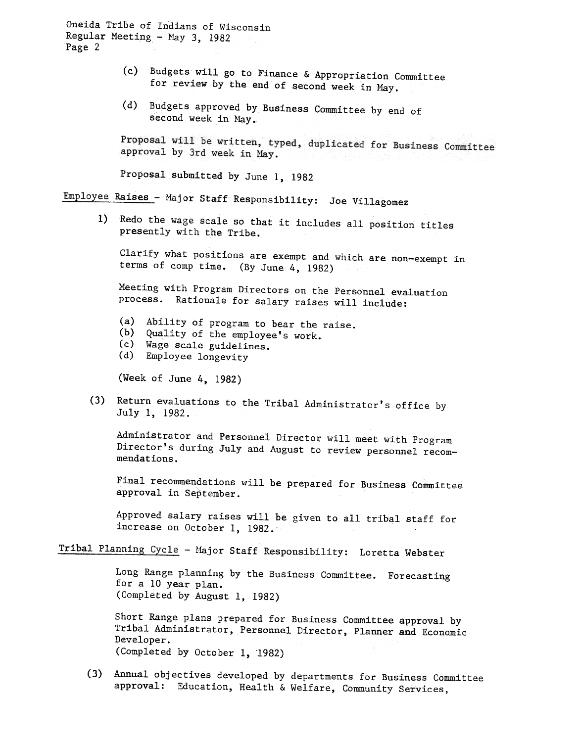(c) Budgets will go to Finance & Appropriation Committee for review by the end of second week in May.

(d) Budgets approved by Business Committee by end of second week in May.

Proposal will be written, typed, duplicated for Business Committee approval by 3rd week in May.

Proposal submitted by June 1, 1982

Employee Raises - Major Staff Responsibility: Joe Villagomez

1) Redo the wage scale so that it includes all position titles presently with the Tribe.

Clarify what positions are exempt and which are non-exempt in terms of comp time. (By June 4, 1982)

Meeting with Program Directors on the Personnel evaluation process. Rationale for salary raises will include:

(a) Ability of program to bear the raise.
(b) Quality of the employee's work.
(c) Wage scale guidelines.
(d) Employee longevity

(Week of June 4, 1982)

(3) Return evaluations to the Tribal Administrator's office by July 1, 1982.

Administrator and Personnel Director will meet with Program Director's during July and August to review personnel recommendations.

Final recommendations will be prepared for Business Committee approval in September.

Approved salary raises will be given to all tribal staff for increase on October 1, 1982.

Tribal Planning Cycle - Major Staff Responsibility: Loretta Webster

Long Range planning by the Business Committee. Forecasting for a 10 year plan.
(Completed by August 1, 1982)

Short Range plans prepared for Business Committee approval by Tribal Administrator, Personnel Director, Planner and Economic Developer.
(Completed by October 1, 1982)

(3) Annual objectives developed by departments for Business Committee approval: Education, Health & Welfare, Community Services,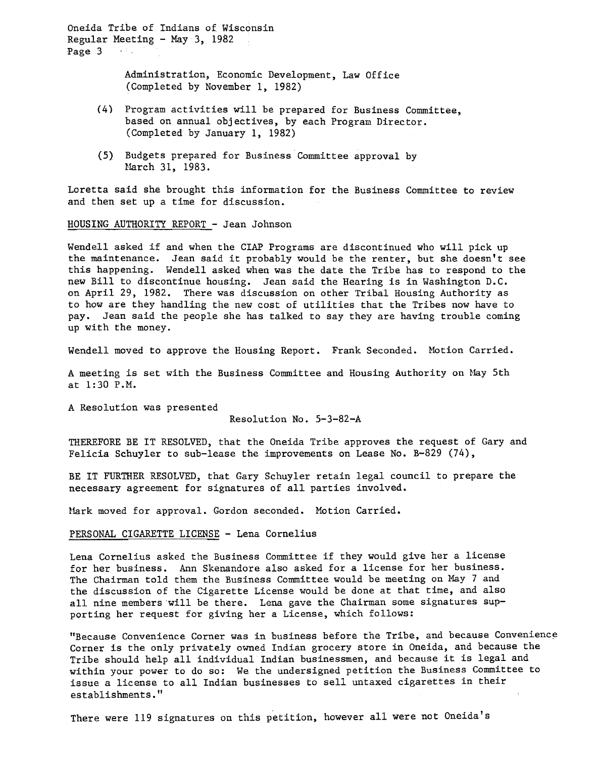Administration, Economic Development, Law Office
(Completed by November 1, 1982)

(4) Program activities will be prepared for Business Committee, based on annual objectives, by each Program Director. (Completed by January 1, 1982)

(5) Budgets prepared for Business Committee approval by March 31, 1983.

Loretta said she brought this information for the Business Committee to review and then set up a time for discussion.

HOUSING AUTHORITY REPORT - Jean Johnson

Wendell asked if and when the CIAP Programs are discontinued who will pick up the maintenance. Jean said it probably would be the renter, but she doesn't see this happening. Wendell asked when was the date the Tribe has to respond to the new Bill to discontinue housing. Jean said the Hearing is in Washington D.C. on April 29, 1982. There was discussion on other Tribal Housing Authority as to how are they handling the new cost of utilities that the Tribes now have to pay. Jean said the people she has talked to say they are having trouble coming up with the money.

Wendell moved to approve the Housing Report. Frank Seconded. Motion Carried.

A meeting is set with the Business Committee and Housing Authority on May 5th at 1:30 P.M.

A Resolution was presented

Resolution No. 5-3-82-A

THEREFORE BE IT RESOLVED, that the Oneida Tribe approves the request of Gary and Felicia Schuyler to sub-lease the improvements on Lease No. B-829 (74),

BE IT FURTHER RESOLVED, that Gary Schuyler retain legal council to prepare the necessary agreement for signatures of all parties involved.

Mark moved for approval. Gordon seconded. Motion Carried.

PERSONAL CIGARETTE LICENSE - Lena Cornelius

Lena Cornelius asked the Business Committee if they would give her a license for her business. Ann Skenandore also asked for a license for her business. The Chairman told them the Business Committee would be meeting on May 7 and the discussion of the Cigarette License would be done at that time, and also all nine members will be there. Lena gave the Chairman some signatures supporting her request for giving her a License, which follows:

"Because Convenience Corner was in business before the Tribe, and because Convenience Corner is the only privately owned Indian grocery store in Oneida, and because the Tribe should help all individual Indian businessmen, and because it is legal and within your power to do so: We the undersigned petition the Business Committee to issue a license to all Indian businesses to sell untaxed cigarettes in their establishments."

There were 119 signatures on this petition, however all were not Oneida's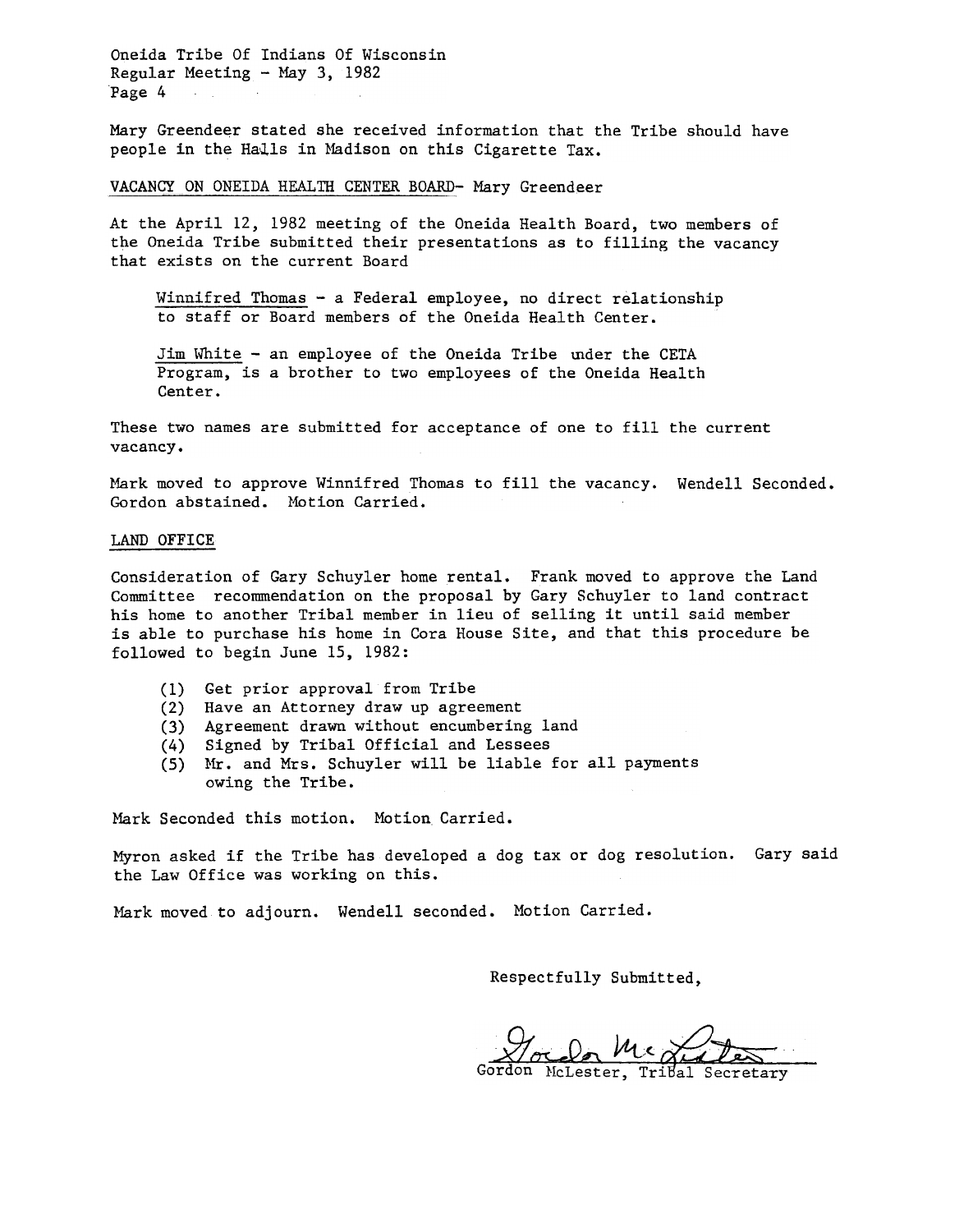Mary Greendeer stated she received information that the Tribe should have people in the Halls in Madison on this Cigarette Tax.

VACANCY ON ONEIDA HEALTH CENTER BOARD- Mary Greendeer

At the April 12, 1982 meeting of the Oneida Health Board, two members of the Oneida Tribe submitted their presentations as to filling the vacancy that exists on the current Board

> Winnifred Thomas - a Federal employee, no direct relationship to staff or Board members of the Oneida Health Center.
>
> Jim White - an employee of the Oneida Tribe under the CETA Program, is a brother to two employees of the Oneida Health Center.

These two names are submitted for acceptance of one to fill the current vacancy.

Mark moved to approve Winnifred Thomas to fill the vacancy. Wendell Seconded. Gordon abstained. Motion Carried.

LAND OFFICE

Consideration of Gary Schuyler home rental. Frank moved to approve the Land Committee recommendation on the proposal by Gary Schuyler to land contract his home to another Tribal member in lieu of selling it until said member is able to purchase his home in Cora House Site, and that this procedure be followed to begin June 15, 1982:

(1) Get prior approval from Tribe
(2) Have an Attorney draw up agreement
(3) Agreement drawn without encumbering land
(4) Signed by Tribal Official and Lessees
(5) Mr. and Mrs. Schuyler will be liable for all payments owing the Tribe.

Mark Seconded this motion. Motion Carried.

Myron asked if the Tribe has developed a dog tax or dog resolution. Gary said the Law Office was working on this.

Mark moved to adjourn. Wendell seconded. Motion Carried.

Respectfully Submitted,

Gordon McLester, Tribal Secretary